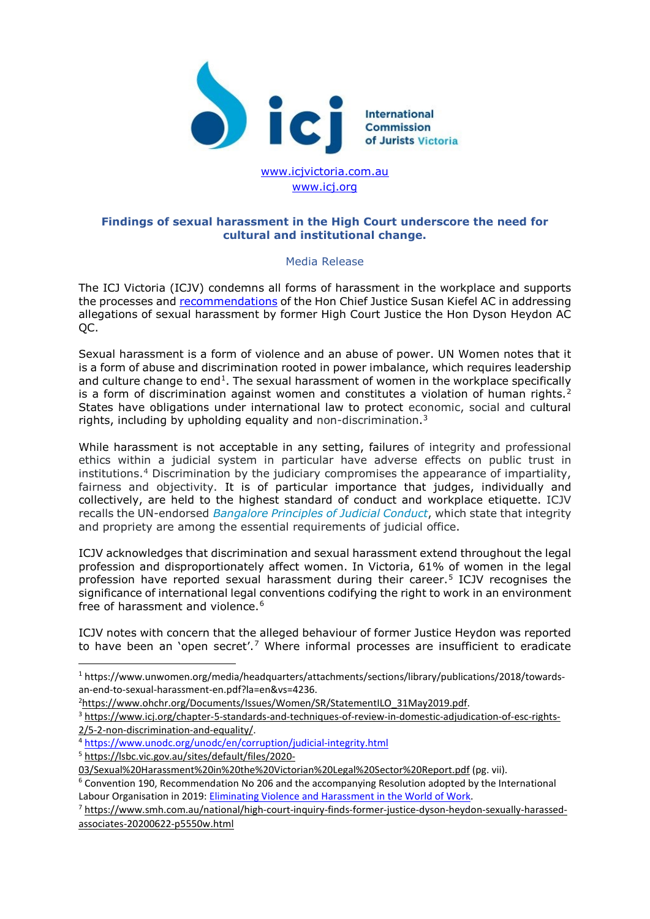International Commission of Jurists Victoria

[www.icjvictoria.com.au](http://www.icjvictoria.com.au)
[www.icj.org](http://www.icj.org)

## Findings of sexual harassment in the High Court underscore the need for cultural and institutional change.

Media Release

The ICJ Victoria (ICJV) condemns all forms of harassment in the workplace and supports the processes and recommendations of the Hon Chief Justice Susan Kiefel AC in addressing allegations of sexual harassment by former High Court Justice the Hon Dyson Heydon AC QC.

Sexual harassment is a form of violence and an abuse of power. UN Women notes that it is a form of abuse and discrimination rooted in power imbalance, which requires leadership and culture change to end[1]. The sexual harassment of women in the workplace specifically is a form of discrimination against women and constitutes a violation of human rights.[2] States have obligations under international law to protect economic, social and cultural rights, including by upholding equality and non-discrimination.[3]

While harassment is not acceptable in any setting, failures of integrity and professional ethics within a judicial system in particular have adverse effects on public trust in institutions.[4] Discrimination by the judiciary compromises the appearance of impartiality, fairness and objectivity. It is of particular importance that judges, individually and collectively, are held to the highest standard of conduct and workplace etiquette. ICJV recalls the UN-endorsed *Bangalore Principles of Judicial Conduct*, which state that integrity and propriety are among the essential requirements of judicial office.

ICJV acknowledges that discrimination and sexual harassment extend throughout the legal profession and disproportionately affect women. In Victoria, 61% of women in the legal profession have reported sexual harassment during their career.[5] ICJV recognises the significance of international legal conventions codifying the right to work in an environment free of harassment and violence.[6]

ICJV notes with concern that the alleged behaviour of former Justice Heydon was reported to have been an 'open secret'.[7] Where informal processes are insufficient to eradicate

---

[1] https://www.unwomen.org/media/headquarters/attachments/sections/library/publications/2018/towards-an-end-to-sexual-harassment-en.pdf?la=en&vs=4236.

[2] https://www.ohchr.org/Documents/Issues/Women/SR/StatementILO_31May2019.pdf.

[3] https://www.icj.org/chapter-5-standards-and-techniques-of-review-in-domestic-adjudication-of-esc-rights-2/5-2-non-discrimination-and-equality/.

[4] https://www.unodc.org/unodc/en/corruption/judicial-integrity.html

[5] https://lsbc.vic.gov.au/sites/default/files/2020-03/Sexual%20Harassment%20in%20the%20Victorian%20Legal%20Sector%20Report.pdf (pg. vii).

[6] Convention 190, Recommendation No 206 and the accompanying Resolution adopted by the International Labour Organisation in 2019: Eliminating Violence and Harassment in the World of Work.

[7] https://www.smh.com.au/national/high-court-inquiry-finds-former-justice-dyson-heydon-sexually-harassed-associates-20200622-p5550w.html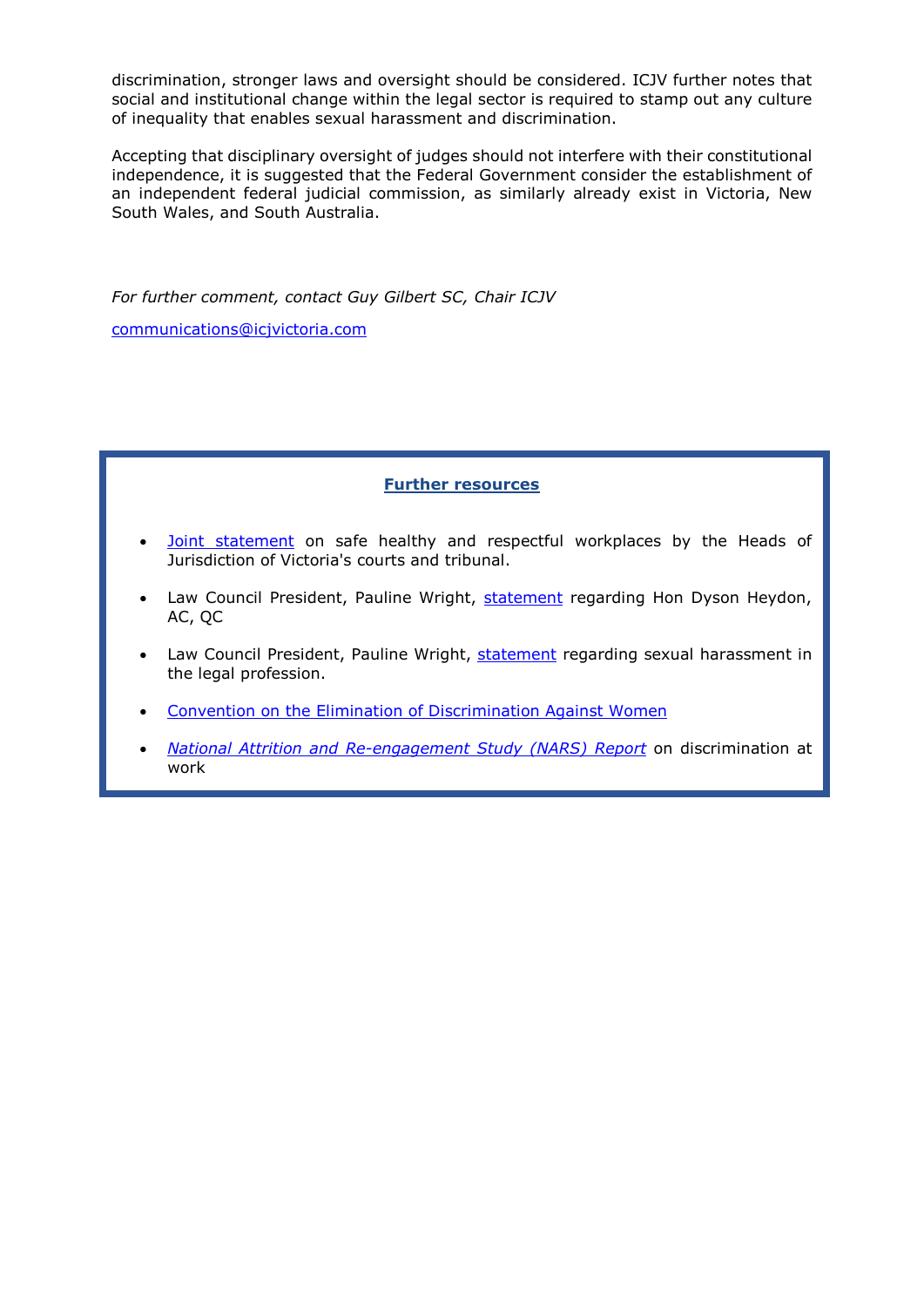discrimination, stronger laws and oversight should be considered. ICJV further notes that social and institutional change within the legal sector is required to stamp out any culture of inequality that enables sexual harassment and discrimination.

Accepting that disciplinary oversight of judges should not interfere with their constitutional independence, it is suggested that the Federal Government consider the establishment of an independent federal judicial commission, as similarly already exist in Victoria, New South Wales, and South Australia.

*For further comment, contact Guy Gilbert SC, Chair ICJV*

communications@icjvictoria.com

**Further resources**

- Joint statement on safe healthy and respectful workplaces by the Heads of Jurisdiction of Victoria's courts and tribunal.
- Law Council President, Pauline Wright, statement regarding Hon Dyson Heydon, AC, QC
- Law Council President, Pauline Wright, statement regarding sexual harassment in the legal profession.
- Convention on the Elimination of Discrimination Against Women
- *National Attrition and Re-engagement Study (NARS) Report* on discrimination at work